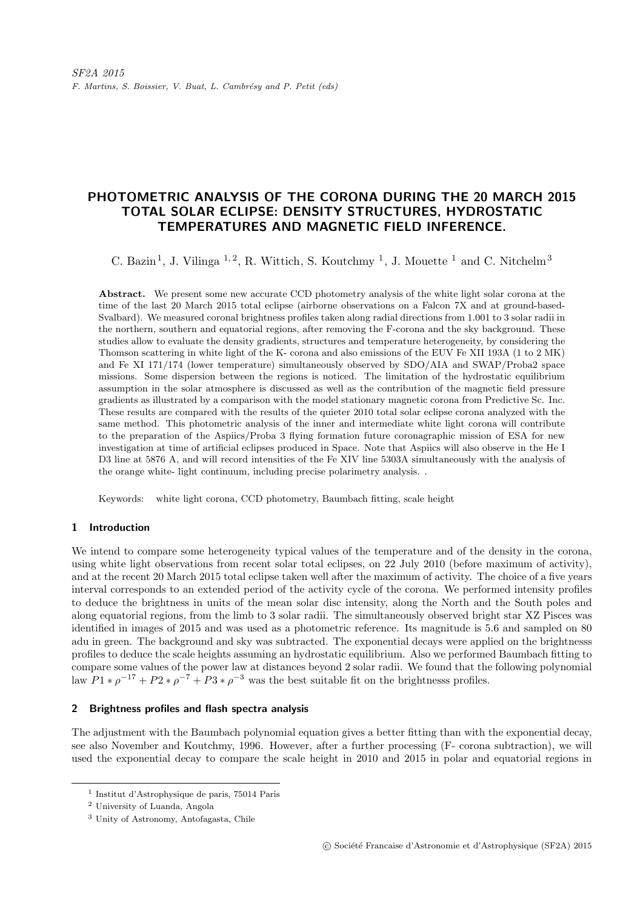# PHOTOMETRIC ANALYSIS OF THE CORONA DURING THE 20 MARCH 2015 TOTAL SOLAR ECLIPSE: DENSITY STRUCTURES, HYDROSTATIC TEMPERATURES AND MAGNETIC FIELD INFERENCE.

C. Bazin[1], J. Vilinga [1,2], R. Wittich, S. Koutchmy [1], J. Mouette [1] and C. Nitchelm[3]

**Abstract.** We present some new accurate CCD photometry analysis of the white light solar corona at the time of the last 20 March 2015 total eclipse (airborne observations on a Falcon 7X and at ground-based-Svalbard). We measured coronal brightness profiles taken along radial directions from 1.001 to 3 solar radii in the northern, southern and equatorial regions, after removing the F-corona and the sky background. These studies allow to evaluate the density gradients, structures and temperature heterogeneity, by considering the Thomson scattering in white light of the K- corona and also emissions of the EUV Fe XII 193A (1 to 2 MK) and Fe XI 171/174 (lower temperature) simultaneously observed by SDO/AIA and SWAP/Proba2 space missions. Some dispersion between the regions is noticed. The limitation of the hydrostatic equilibrium assumption in the solar atmosphere is discussed as well as the contribution of the magnetic field pressure gradients as illustrated by a comparison with the model stationary magnetic corona from Predictive Sc. Inc. These results are compared with the results of the quieter 2010 total solar eclipse corona analyzed with the same method. This photometric analysis of the inner and intermediate white light corona will contribute to the preparation of the Aspiics/Proba 3 flying formation future coronagraphic mission of ESA for new investigation at time of artificial eclipses produced in Space. Note that Aspiics will also observe in the He I D3 line at 5876 A, and will record intensities of the Fe XIV line 5303A simultaneously with the analysis of the orange white- light continuum, including precise polarimetry analysis. .

Keywords: white light corona, CCD photometry, Baumbach fitting, scale height

## 1 Introduction

We intend to compare some heterogeneity typical values of the temperature and of the density in the corona, using white light observations from recent solar total eclipses, on 22 July 2010 (before maximum of activity), and at the recent 20 March 2015 total eclipse taken well after the maximum of activity. The choice of a five years interval corresponds to an extended period of the activity cycle of the corona. We performed intensity profiles to deduce the brightness in units of the mean solar disc intensity, along the North and the South poles and along equatorial regions, from the limb to 3 solar radii. The simultaneously observed bright star XZ Pisces was identified in images of 2015 and was used as a photometric reference. Its magnitude is 5.6 and sampled on 80 adu in green. The background and sky was subtracted. The exponential decays were applied on the brightnesss profiles to deduce the scale heights assuming an hydrostatic equilibrium. Also we performed Baumbach fitting to compare some values of the power law at distances beyond 2 solar radii. We found that the following polynomial law $P1 * \rho^{-17} + P2 * \rho^{-7} + P3 * \rho^{-3}$ was the best suitable fit on the brightnesss profiles.

## 2 Brightness profiles and flash spectra analysis

The adjustment with the Baumbach polynomial equation gives a better fitting than with the exponential decay, see also November and Koutchmy, 1996. However, after a further processing (F- corona subtraction), we will used the exponential decay to compare the scale height in 2010 and 2015 in polar and equatorial regions in

[1] Institut d'Astrophysique de paris, 75014 Paris

[2] University of Luanda, Angola

[3] Unity of Astronomy, Antofagasta, Chile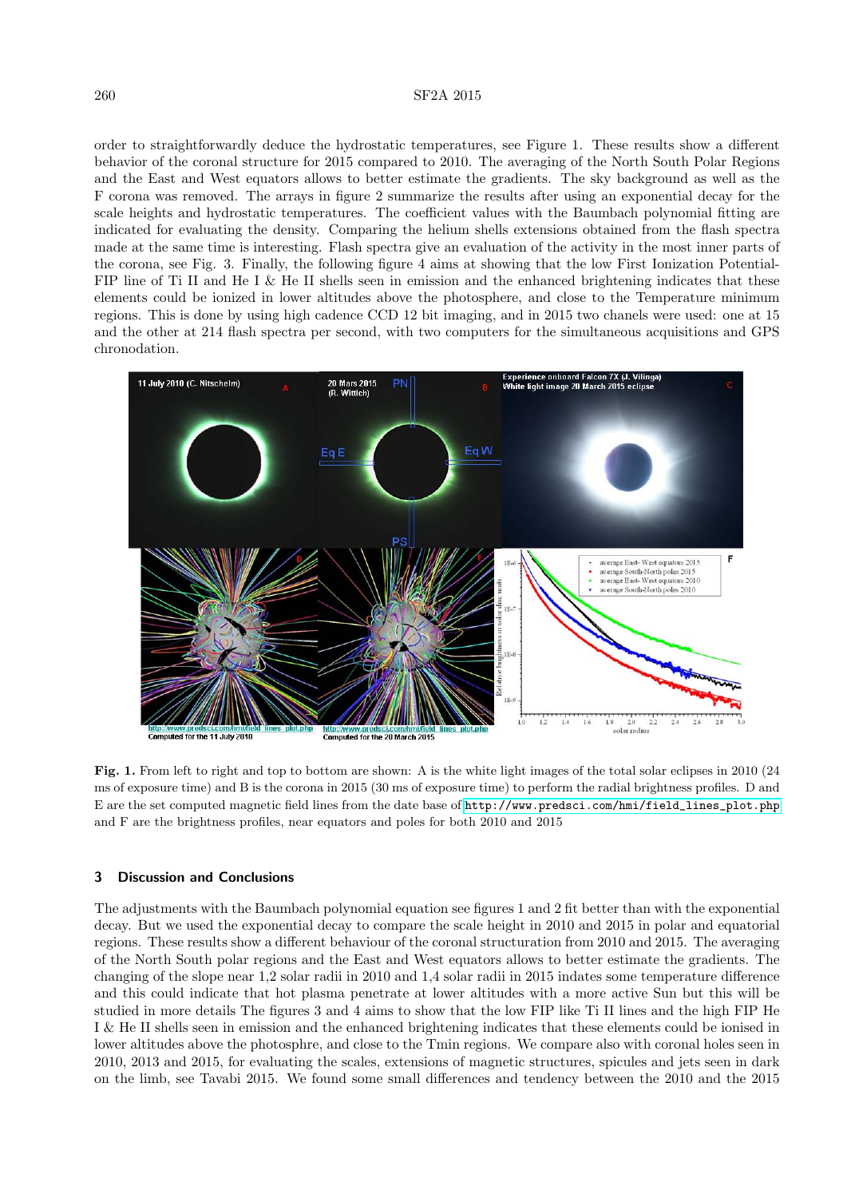order to straightforwardly deduce the hydrostatic temperatures, see Figure 1. These results show a different behavior of the coronal structure for 2015 compared to 2010. The averaging of the North South Polar Regions and the East and West equators allows to better estimate the gradients. The sky background as well as the F corona was removed. The arrays in figure 2 summarize the results after using an exponential decay for the scale heights and hydrostatic temperatures. The coefficient values with the Baumbach polynomial fitting are indicated for evaluating the density. Comparing the helium shells extensions obtained from the flash spectra made at the same time is interesting. Flash spectra give an evaluation of the activity in the most inner parts of the corona, see Fig. 3. Finally, the following figure 4 aims at showing that the low First Ionization Potential-FIP line of Ti II and He I & He II shells seen in emission and the enhanced brightening indicates that these elements could be ionized in lower altitudes above the photosphere, and close to the Temperature minimum regions. This is done by using high cadence CCD 12 bit imaging, and in 2015 two chanels were used: one at 15 and the other at 214 flash spectra per second, with two computers for the simultaneous acquisitions and GPS chronodation.

**Fig. 1.** From left to right and top to bottom are shown: A is the white light images of the total solar eclipses in 2010 (24 ms of exposure time) and B is the corona in 2015 (30 ms of exposure time) to perform the radial brightness profiles. D and E are the set computed magnetic field lines from the date base of http://www.predsci.com/hmi/field_lines_plot.php and F are the brightness profiles, near equators and poles for both 2010 and 2015

## 3 Discussion and Conclusions

The adjustments with the Baumbach polynomial equation see figures 1 and 2 fit better than with the exponential decay. But we used the exponential decay to compare the scale height in 2010 and 2015 in polar and equatorial regions. These results show a different behaviour of the coronal structuration from 2010 and 2015. The averaging of the North South polar regions and the East and West equators allows to better estimate the gradients. The changing of the slope near 1,2 solar radii in 2010 and 1,4 solar radii in 2015 indates some temperature difference and this could indicate that hot plasma penetrate at lower altitudes with a more active Sun but this will be studied in more details The figures 3 and 4 aims to show that the low FIP like Ti II lines and the high FIP He I & He II shells seen in emission and the enhanced brightening indicates that these elements could be ionised in lower altitudes above the photosphre, and close to the Tmin regions. We compare also with coronal holes seen in 2010, 2013 and 2015, for evaluating the scales, extensions of magnetic structures, spicules and jets seen in dark on the limb, see Tavabi 2015. We found some small differences and tendency between the 2010 and the 2015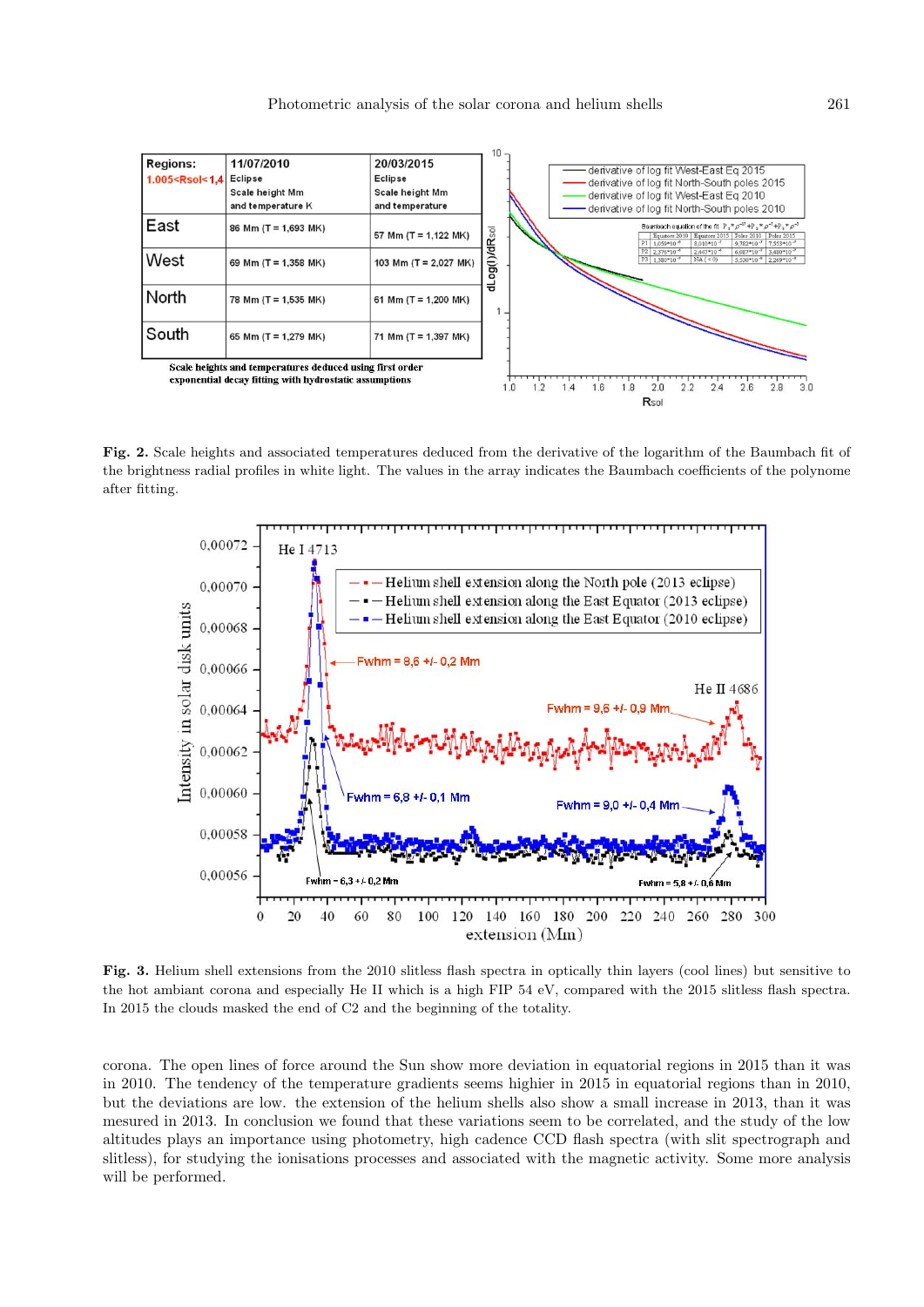| Regions: 1.005<Rsol<1,4 | 11/07/2010 Eclipse Scale height Mm and temperature K | 20/03/2015 Eclipse Scale height Mm and temperature |
|---|---|---|
| East | 86 Mm (T = 1,693 MK) | 57 Mm (T = 1,122 MK) |
| West | 69 Mm (T = 1,358 MK) | 103 Mm (T = 2,027 MK) |
| North | 78 Mm (T = 1,535 MK) | 61 Mm (T = 1,200 MK) |
| South | 65 Mm (T = 1,279 MK) | 71 Mm (T = 1,397 MK) |

Scale heights and temperatures deduced using first order exponential decay fitting with hydrostatic assumptions

**Fig. 2.** Scale heights and associated temperatures deduced from the derivative of the logarithm of the Baumbach fit of the brightness radial profiles in white light. The values in the array indicates the Baumbach coefficients of the polynome after fitting.

**Fig. 3.** Helium shell extensions from the 2010 slitless flash spectra in optically thin layers (cool lines) but sensitive to the hot ambiant corona and especially He II which is a high FIP 54 eV, compared with the 2015 slitless flash spectra. In 2015 the clouds masked the end of C2 and the beginning of the totality.

corona. The open lines of force around the Sun show more deviation in equatorial regions in 2015 than it was in 2010. The tendency of the temperature gradients seems highier in 2015 in equatorial regions than in 2010, but the deviations are low. the extension of the helium shells also show a small increase in 2013, than it was mesured in 2013. In conclusion we found that these variations seem to be correlated, and the study of the low altitudes plays an importance using photometry, high cadence CCD flash spectra (with slit spectrograph and slitless), for studying the ionisations processes and associated with the magnetic activity. Some more analysis will be performed.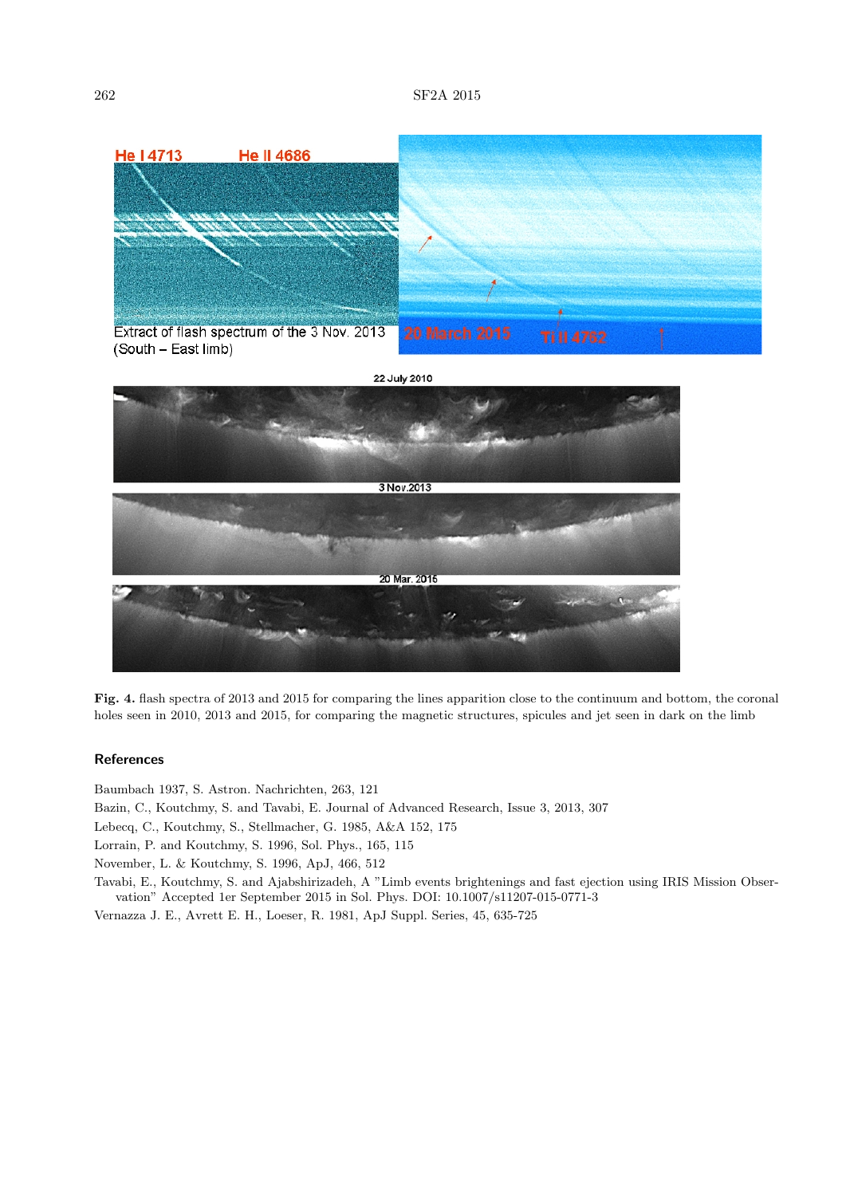He I 4713

He II 4686

Extract of flash spectrum of the 3 Nov. 2013 (South – East limb)

20 March 2015

Ti II 4762

22 July 2010

3 Nov.2013

20 Mar. 2015

**Fig. 4.** flash spectra of 2013 and 2015 for comparing the lines apparition close to the continuum and bottom, the coronal holes seen in 2010, 2013 and 2015, for comparing the magnetic structures, spicules and jet seen in dark on the limb

## References

Baumbach 1937, S. Astron. Nachrichten, 263, 121

Bazin, C., Koutchmy, S. and Tavabi, E. Journal of Advanced Research, Issue 3, 2013, 307

Lebecq, C., Koutchmy, S., Stellmacher, G. 1985, A&A 152, 175

Lorrain, P. and Koutchmy, S. 1996, Sol. Phys., 165, 115

November, L. & Koutchmy, S. 1996, ApJ, 466, 512

Tavabi, E., Koutchmy, S. and Ajabshirizadeh, A "Limb events brightenings and fast ejection using IRIS Mission Observation" Accepted 1er September 2015 in Sol. Phys. DOI: 10.1007/s11207-015-0771-3

Vernazza J. E., Avrett E. H., Loeser, R. 1981, ApJ Suppl. Series, 45, 635-725